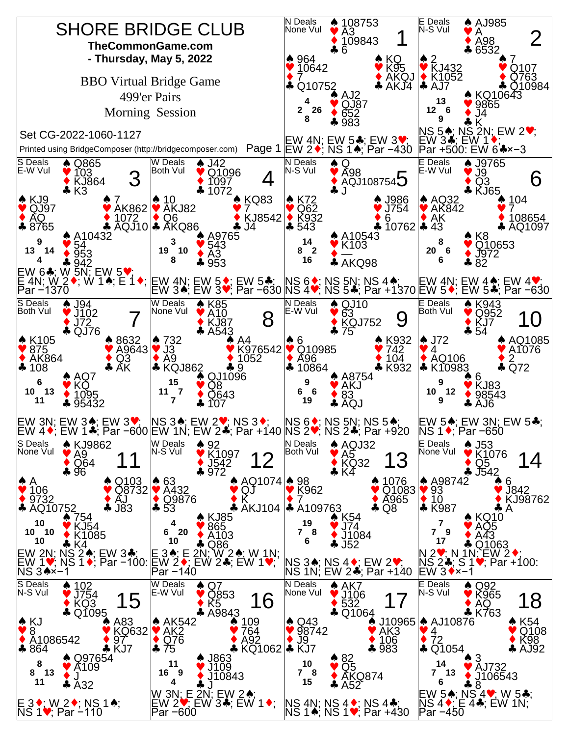# SHORE BRIDGE CLUB

**TheCommonGame.com**

**- Thursday, May 5, 2022**

BBO Virtual Bridge Game

499'er Pairs

Morning Session

Set CG-2022-1060-1127

Printed using BridgeComposer (http://bridgecomposer.com)

---

## Board 1
N Deals, None Vul

- North: ♠ 108753 ♥ A3 ♦ 109843 ♣ 6
- West: ♠ 964 ♥ 10642 ♦ 7 ♣ Q10752
- East: ♠ KQ ♥ K95 ♦ AKQJ ♣ AKJ4
- South: ♠ AJ2 ♥ QJ87 ♦ 652 ♣ 983

HCP: N 4, W 2, E 26, S 8

EW 4N; EW 5♣; EW 3♥; EW 2♦; NS 1♠; Par −430

## Board 2
E Deals, N-S Vul

- North: ♠ AJ985 ♥ A ♦ A98 ♣ 6532
- West: ♠ 2 ♥ KJ432 ♦ K1052 ♣ AJ7
- East: ♠ 7 ♥ Q107 ♦ Q763 ♣ Q10984
- South: ♠ KQ10643 ♥ 9865 ♦ J4 ♣ K

HCP: N 13, W 12, E 6, S 9

NS 5♠; NS 2N; EW 2♥; EW 3♣; EW 1♦; Par +500: EW 6♣×−3

## Board 3
S Deals, E-W Vul

- North: ♠ Q865 ♥ 103 ♦ KJ864 ♣ K3
- West: ♠ KJ9 ♥ QJ97 ♦ AQ ♣ 8765
- East: ♠ 7 ♥ AK862 ♦ 1072 ♣ AQJ10
- South: ♠ A10432 ♥ 54 ♦ 953 ♣ 942

HCP: N 9, W 13, E 14, S 4

EW 6♣; W 5N; EW 5♥; E 4N; W 2♦; W 1♠; E 1♦; Par −1370

## Board 4
W Deals, Both Vul

- North: ♠ J42 ♥ Q1096 ♦ 1097 ♣ 1072
- West: ♠ 10 ♥ AKJ82 ♦ Q6 ♣ AKQ86
- East: ♠ KQ83 ♥ 7 ♦ KJ8542 ♣ J4
- South: ♠ A9765 ♥ 543 ♦ A3 ♣ 953

HCP: N 3, W 19, E 10, S 8

EW 4N; EW 5♦; EW 5♣; EW 3♠; EW 3♥; Par −630

## Board 5
N Deals, N-S Vul

- North: ♠ Q ♥ A98 ♦ AQJ108754 ♣ J
- West: ♠ K72 ♥ Q62 ♦ K932 ♣ 543
- East: ♠ J986 ♥ J754 ♦ 6 ♣ 10762
- South: ♠ A10543 ♥ K103 ♦ — ♣ AKQ98

HCP: N 14, W 8, E 2, S 16

NS 6♦; NS 5N; NS 4♠; NS 4♥; NS 5♣; Par +1370

## Board 6
E Deals, E-W Vul

- North: ♠ J9765 ♥ J9 ♦ Q3 ♣ KJ65
- West: ♠ AQ32 ♥ AK842 ♦ AK ♣ 43
- East: ♠ 104 ♥ 7 ♦ 108654 ♣ AQ1097
- South: ♠ K8 ♥ Q10653 ♦ J972 ♣ 82

HCP: N 8, W 20, E 6, S 6

EW 4N; EW 4♠; EW 4♥; EW 5♦; EW 5♣; Par −630

## Board 7
S Deals, Both Vul

- North: ♠ J94 ♥ J102 ♦ J72 ♣ QJ76
- West: ♠ K105 ♥ 875 ♦ AK864 ♣ 108
- East: ♠ 8632 ♥ A9643 ♦ Q3 ♣ AK
- South: ♠ AQ7 ♥ KQ ♦ 1095 ♣ 95432

HCP: N 6, W 10, E 13, S 11

EW 3N; EW 3♠; EW 3♥; EW 4♦; EW 1♣; Par −600

## Board 8
W Deals, None Vul

- North: ♠ K85 ♥ A10 ♦ KJ87 ♣ A543
- West: ♠ 732 ♥ J3 ♦ A9 ♣ KQJ862
- East: ♠ A4 ♥ K976542 ♦ 1052 ♣ 9
- South: ♠ QJ1096 ♥ Q8 ♦ Q643 ♣ 107

HCP: N 15, W 11, E 7, S 7

NS 3♠; EW 2♥; NS 3♦; EW 1N; EW 2♣; Par +140

## Board 9
N Deals, E-W Vul

- North: ♠ QJ10 ♥ 63 ♦ KQJ752 ♣ 75
- West: ♠ 6 ♥ Q10985 ♦ A96 ♣ 10864
- East: ♠ K932 ♥ 742 ♦ 104 ♣ K932
- South: ♠ A8754 ♥ AKJ ♦ 83 ♣ AQJ

HCP: N 9, W 6, E 6, S 19

NS 6♦; NS 5N; NS 5♠; NS 2♥; NS 2♣; Par +920

## Board 10
E Deals, Both Vul

- North: ♠ K943 ♥ Q952 ♦ KJ7 ♣ 54
- West: ♠ J72 ♥ 4 ♦ AQ106 ♣ K10983
- East: ♠ AQ1085 ♥ A1076 ♦ 2 ♣ Q72
- South: ♠ 6 ♥ KJ83 ♦ 98543 ♣ AJ6

HCP: N 9, W 10, E 12, S 9

EW 5♠; EW 3N; EW 5♣; NS 1♦; Par −650

## Board 11
S Deals, None Vul

- North: ♠ KJ9862 ♥ A9 ♦ Q64 ♣ 96
- West: ♠ A ♥ 106 ♦ 9732 ♣ AQ10752
- East: ♠ Q103 ♥ Q8732 ♦ AJ ♣ J83
- South: ♠ 754 ♥ KJ54 ♦ K1085 ♣ K4

HCP: N 10, W 10, E 10, S 10

EW 2N; NS 2♠; EW 3♣; EW 1♥; NS 1♦; Par −100: NS 3♠×−1

## Board 12
W Deals, N-S Vul

- North: ♠ 92 ♥ K1097 ♦ J542 ♣ 972
- West: ♠ 63 ♥ A432 ♦ Q9876 ♣ 53
- East: ♠ AQ1074 ♥ QJ ♦ K ♣ AKJ104
- South: ♠ KJ85 ♥ 865 ♦ A103 ♣ Q86

HCP: N 4, W 6, E 20, S 10

E 3♠; E 2N; W 2♠; W 1N; EW 2♦; EW 2♣; EW 1♥; Par −140

## Board 13
N Deals, Both Vul

- North: ♠ AQJ32 ♥ A5 ♦ KQ32 ♣ K4
- West: ♠ 98 ♥ K962 ♦ 7 ♣ A109763
- East: ♠ 1076 ♥ Q1083 ♦ A965 ♣ Q8
- South: ♠ K54 ♥ J74 ♦ J1084 ♣ J52

HCP: N 19, W 7, E 8, S 6

NS 3♠; NS 4♦; EW 2♥; NS 1N; EW 2♣; Par +140

## Board 14
E Deals, None Vul

- North: ♠ J53 ♥ K1076 ♦ Q5 ♣ J542
- West: ♠ A98742 ♥ 93 ♦ 10 ♣ K987
- East: ♠ 6 ♥ J842 ♦ KJ98762 ♣ A
- South: ♠ KQ10 ♥ AQ5 ♦ A43 ♣ Q1063

HCP: N 7, W 7, E 9, S 17

N 2♥; N 1N; EW 2♦; NS 2♣; S 1♥; Par +100: EW 3♦×−1

## Board 15
S Deals, N-S Vul

- North: ♠ 102 ♥ J754 ♦ KQ3 ♣ Q1095
- West: ♠ KJ ♥ 8 ♦ A1086542 ♣ 864
- East: ♠ A83 ♥ KQ632 ♦ 97 ♣ KJ7
- South: ♠ Q97654 ♥ A109 ♦ J ♣ A32

HCP: N 8, W 8, E 13, S 11

E 3♦; W 2♦; NS 1♠; NS 1♥; Par −110

## Board 16
W Deals, E-W Vul

- North: ♠ Q7 ♥ Q853 ♦ K5 ♣ A9843
- West: ♠ AK542 ♥ AK2 ♦ Q76 ♣ 75
- East: ♠ 109 ♥ 764 ♦ A92 ♣ KQ1062
- South: ♠ J863 ♥ J109 ♦ J10843 ♣ J

HCP: N 11, W 16, E 9, S 4

W 3N; E 2N; EW 2♠; EW 2♥; EW 3♣; EW 1♦; Par −600

## Board 17
N Deals, None Vul

- North: ♠ AK7 ♥ J106 ♦ 532 ♣ Q1064
- West: ♠ Q43 ♥ 98742 ♦ J9 ♣ KJ7
- East: ♠ J10965 ♥ AK3 ♦ 106 ♣ 983
- South: ♠ 82 ♥ Q5 ♦ AKQ874 ♣ A52

HCP: N 10, W 7, E 8, S 15

NS 4N; NS 4♦; NS 4♣; NS 1♠; NS 1♥; Par +430

## Board 18
E Deals, N-S Vul

- North: ♠ Q92 ♥ K965 ♦ AQ ♣ K763
- West: ♠ AJ10876 ♥ 4 ♦ 72 ♣ Q1054
- East: ♠ K54 ♥ Q108 ♦ K98 ♣ AJ92
- South: ♠ 3 ♥ AJ732 ♦ J106543 ♣ 8

HCP: N 14, W 7, E 13, S 6

EW 5♠; NS 4♥; W 5♣; NS 4♦; E 4♣; EW 1N; Par −450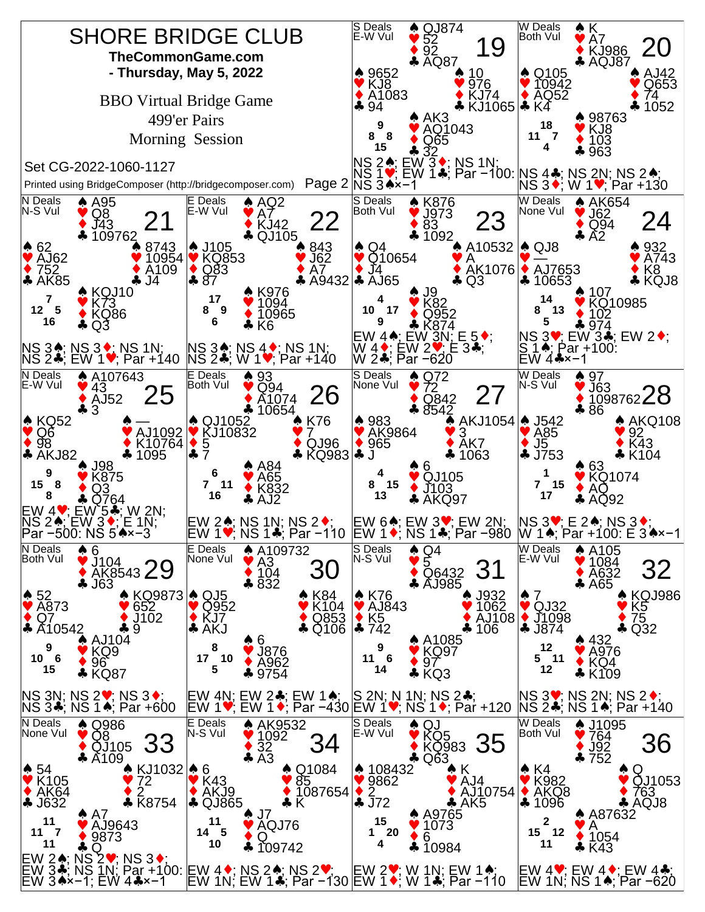# SHORE BRIDGE CLUB

**TheCommonGame.com**

**- Thursday, May 5, 2022**

BBO Virtual Bridge Game

499'er Pairs

Morning Session

Set CG-2022-1060-1127

Printed using BridgeComposer (http://bridgecomposer.com)

---

## Board 19

S Deals, E-W Vul

North: ♠ QJ874 ♥ 52 ♦ 92 ♣ AQ87

West: ♠ 9652 ♥ KJ8 ♦ A1083 ♣ 94

East: ♠ 10 ♥ 976 ♦ KJ74 ♣ KJ1065

South: ♠ AK3 ♥ AQ1043 ♦ Q65 ♣ 32

HCP: N 9, E 8, S 15, W 8

NS 2♠; EW 3♦; NS 1N; NS 1♥; EW 1♣; Par −100: NS 3♠×−1

## Board 20

W Deals, Both Vul

North: ♠ K ♥ A7 ♦ KJ986 ♣ AQJ87

West: ♠ Q105 ♥ 10942 ♦ AQ52 ♣ K4

East: ♠ AJ42 ♥ Q653 ♦ 74 ♣ 1052

South: ♠ 98763 ♥ KJ8 ♦ 103 ♣ 963

HCP: N 18, E 7, S 4, W 11

NS 4♣; NS 2N; NS 2♠; NS 3♦; W 1♥; Par +130

## Board 21

N Deals, N-S Vul

North: ♠ A95 ♥ Q8 ♦ J43 ♣ 109762

West: ♠ 62 ♥ AJ62 ♦ 752 ♣ AK85

East: ♠ 8743 ♥ 10954 ♦ A109 ♣ J4

South: ♠ KQJ10 ♥ K73 ♦ KQ86 ♣ Q3

HCP: N 7, E 5, S 16, W 12

NS 3♠; NS 3♦; NS 1N; NS 2♣; EW 1♥; Par +140

## Board 22

E Deals, E-W Vul

North: ♠ AQ2 ♥ A7 ♦ KJ42 ♣ QJ105

West: ♠ J105 ♥ KQ853 ♦ Q83 ♣ 87

East: ♠ 843 ♥ J62 ♦ A7 ♣ A9432

South: ♠ K976 ♥ 1094 ♦ 10965 ♣ K6

HCP: N 17, E 9, S 6, W 8

NS 3♠; NS 4♦; NS 1N; NS 2♣; W 1♥; Par +140

## Board 23

S Deals, Both Vul

North: ♠ K876 ♥ J973 ♦ 83 ♣ 1092

West: ♠ Q4 ♥ Q10654 ♦ J4 ♣ AJ65

East: ♠ A10532 ♥ A ♦ AK1076 ♣ Q3

South: ♠ J9 ♥ K82 ♦ Q952 ♣ K874

HCP: N 4, E 17, S 9, W 10

EW 4♠; EW 3N; E 5♦; W 4♦; EW 2♥; E 3♣; W 2♣; Par −620

## Board 24

W Deals, None Vul

North: ♠ AK654 ♥ J62 ♦ Q94 ♣ A2

West: ♠ QJ8 ♥ — ♦ AJ7653 ♣ 10653

East: ♠ 932 ♥ A743 ♦ K8 ♣ KQJ8

South: ♠ 107 ♥ KQ10985 ♦ 102 ♣ 974

HCP: N 14, E 13, S 5, W 8

NS 3♥; EW 3♣; EW 2♦; S 1♠; Par +100: EW 4♣×−1

## Board 25

N Deals, E-W Vul

North: ♠ A107643 ♥ 43 ♦ AJ52 ♣ 3

West: ♠ KQ52 ♥ Q6 ♦ 98 ♣ AKJ82

East: ♠ — ♥ AJ1092 ♦ K10764 ♣ 1095

South: ♠ J98 ♥ K875 ♦ Q3 ♣ Q764

HCP: N 9, E 8, S 8, W 15

EW 4♥; EW 5♣; W 2N; NS 2♠; EW 3♦; E 1N; Par −500: NS 5♠×−3

## Board 26

E Deals, Both Vul

North: ♠ 93 ♥ Q94 ♦ A1074 ♣ 10654

West: ♠ QJ1052 ♥ KJ10832 ♦ 5 ♣ 7

East: ♠ K76 ♥ 7 ♦ QJ96 ♣ KQ983

South: ♠ A84 ♥ A65 ♦ K832 ♣ AJ2

HCP: N 6, E 11, S 16, W 7

EW 2♠; NS 1N; NS 2♦; EW 1♥; NS 1♣; Par −110

## Board 27

S Deals, None Vul

North: ♠ Q72 ♥ 72 ♦ Q842 ♣ 8542

West: ♠ 983 ♥ AK9864 ♦ 965 ♣ J

East: ♠ AKJ1054 ♥ 3 ♦ AK7 ♣ 1063

South: ♠ 6 ♥ QJ105 ♦ J103 ♣ AKQ97

HCP: N 4, E 15, S 13, W 8

EW 6♠; EW 3♥; EW 2N; EW 1♦; NS 1♣; Par −980

## Board 28

W Deals, N-S Vul

North: ♠ 97 ♥ J63 ♦ 1098762 ♣ 86

West: ♠ J542 ♥ A85 ♦ J5 ♣ J753

East: ♠ AKQ108 ♥ 92 ♦ K43 ♣ K104

South: ♠ 63 ♥ KQ1074 ♦ AQ ♣ AQ92

HCP: N 1, E 15, S 17, W 7

NS 3♥; E 2♠; NS 3♦; W 1♠; Par +100: E 3♠×−1

## Board 29

N Deals, Both Vul

North: ♠ 6 ♥ J104 ♦ AK8543 ♣ J63

West: ♠ 52 ♥ A873 ♦ Q7 ♣ A10542

East: ♠ KQ9873 ♥ 652 ♦ J102 ♣ 9

South: ♠ AJ104 ♥ KQ9 ♦ 96 ♣ KQ87

HCP: N 9, E 6, S 15, W 10

NS 3N; NS 2♥; NS 3♦; NS 3♣; NS 1♠; Par +600

## Board 30

E Deals, None Vul

North: ♠ A109732 ♥ A3 ♦ 104 ♣ 832

West: ♠ QJ5 ♥ Q952 ♦ KJ7 ♣ AKJ

East: ♠ K84 ♥ K104 ♦ Q853 ♣ Q106

South: ♠ 6 ♥ J876 ♦ A962 ♣ 9754

HCP: N 8, E 10, S 5, W 17

EW 4N; EW 2♣; EW 1♠; EW 1♥; EW 1♦; Par −430

## Board 31

S Deals, N-S Vul

North: ♠ Q4 ♥ 5 ♦ Q6432 ♣ AJ985

West: ♠ K76 ♥ AJ843 ♦ K5 ♣ 742

East: ♠ J932 ♥ 1062 ♦ AJ108 ♣ 106

South: ♠ A1085 ♥ KQ97 ♦ 97 ♣ KQ3

HCP: N 9, E 6, S 14, W 11

S 2N; N 1N; NS 2♣; EW 1♥; NS 1♦; Par +120

## Board 32

W Deals, E-W Vul

North: ♠ A105 ♥ 1084 ♦ A632 ♣ A65

West: ♠ 7 ♥ QJ32 ♦ J1098 ♣ J874

East: ♠ KQJ986 ♥ K5 ♦ 75 ♣ Q32

South: ♠ 432 ♥ A976 ♦ KQ4 ♣ K109

HCP: N 12, E 11, S 12, W 5

NS 3♥; NS 2N; NS 2♦; NS 2♣; NS 1♠; Par +140

## Board 33

N Deals, None Vul

North: ♠ Q986 ♥ Q8 ♦ QJ105 ♣ A109

West: ♠ 54 ♥ K105 ♦ AK64 ♣ J632

East: ♠ KJ1032 ♥ 72 ♦ 2 ♣ K8754

South: ♠ A7 ♥ AJ9643 ♦ 9873 ♣ Q

HCP: N 11, E 7, S 11, W 11

EW 2♠; NS 2♥; NS 3♦; EW 3♣; NS 1N; Par +100: EW 3♠×−1; EW 4♣×−1

## Board 34

E Deals, N-S Vul

North: ♠ AK9532 ♥ 1092 ♦ 32 ♣ A3

West: ♠ 6 ♥ K43 ♦ AKJ9 ♣ QJ865

East: ♠ Q1084 ♥ 85 ♦ 1087654 ♣ K

South: ♠ J7 ♥ AQJ76 ♦ Q ♣ 109742

HCP: N 11, E 5, S 10, W 14

EW 4♦; NS 2♠; NS 2♥; EW 1N; EW 1♣; Par −130

## Board 35

S Deals, E-W Vul

North: ♠ QJ ♥ KQ5 ♦ KQ983 ♣ Q63

West: ♠ 108432 ♥ 9862 ♦ 2 ♣ J72

East: ♠ K ♥ AJ4 ♦ AJ10754 ♣ AK5

South: ♠ A9765 ♥ 1073 ♦ 6 ♣ 10984

HCP: N 15, E 20, S 4, W 1

EW 2♥; W 1N; EW 1♠; EW 1♦; W 1♣; Par −110

## Board 36

W Deals, Both Vul

North: ♠ J1095 ♥ 764 ♦ J92 ♣ 752

West: ♠ K4 ♥ K982 ♦ AKQ8 ♣ 1096

East: ♠ Q ♥ QJ1053 ♦ 763 ♣ AQJ8

South: ♠ A87632 ♥ A ♦ 1054 ♣ K43

HCP: N 2, E 12, S 11, W 15

EW 4♥; EW 4♦; EW 4♣; EW 1N; NS 1♠; Par −620